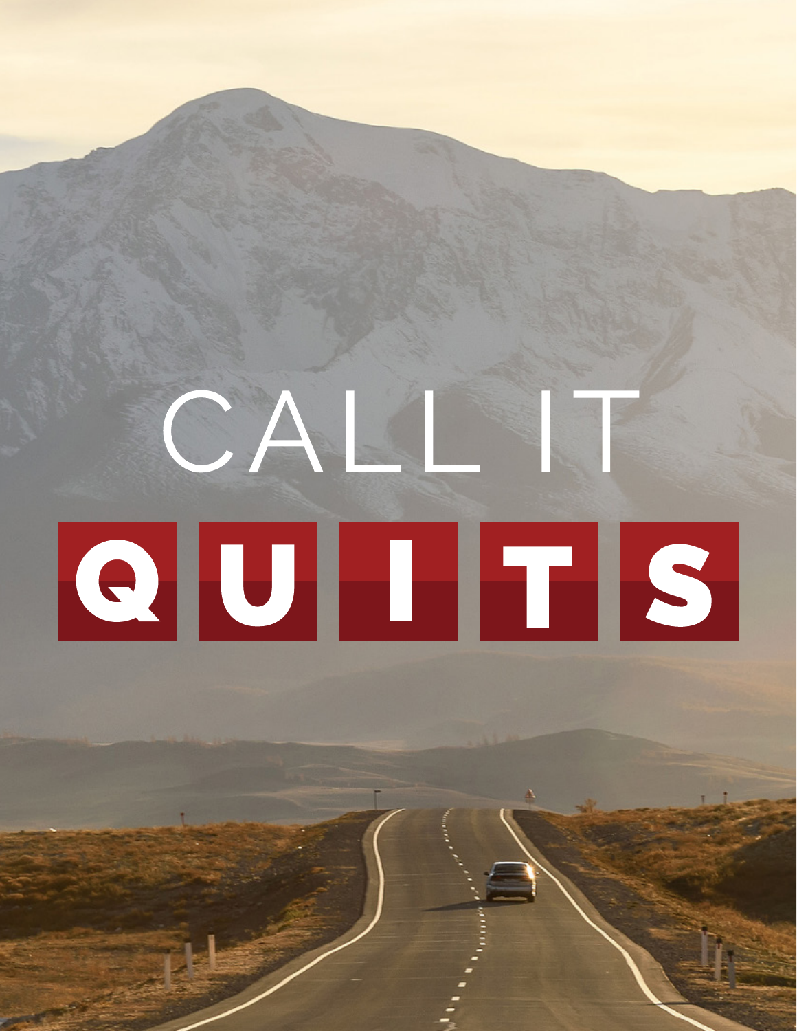# CALL IT QUITS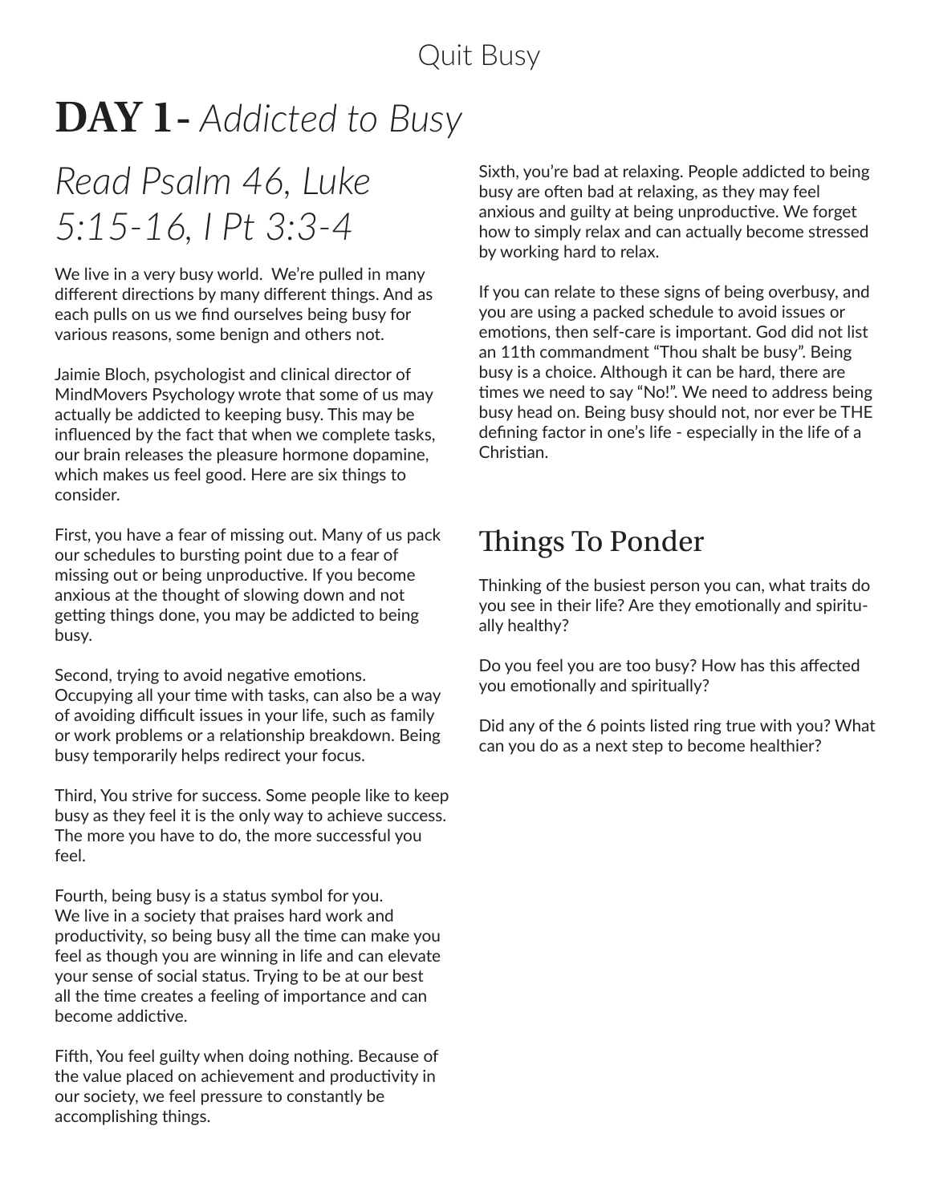# DAY 1 - *Addicted to Busy*

## *Read Psalm 46, Luke 5:15-16, I Pt 3:3-4*

We live in a very busy world. We're pulled in many different directions by many different things. And as each pulls on us we find ourselves being busy for various reasons, some benign and others not.

Jaimie Bloch, psychologist and clinical director of MindMovers Psychology wrote that some of us may actually be addicted to keeping busy. This may be influenced by the fact that when we complete tasks, our brain releases the pleasure hormone dopamine, which makes us feel good. Here are six things to consider.

First, you have a fear of missing out. Many of us pack our schedules to bursting point due to a fear of missing out or being unproductive. If you become anxious at the thought of slowing down and not getting things done, you may be addicted to being busy.

Second, trying to avoid negative emotions. Occupying all your time with tasks, can also be a way of avoiding difficult issues in your life, such as family or work problems or a relationship breakdown. Being busy temporarily helps redirect your focus.

Third, You strive for success. Some people like to keep busy as they feel it is the only way to achieve success. The more you have to do, the more successful you feel.

Fourth, being busy is a status symbol for you. We live in a society that praises hard work and productivity, so being busy all the time can make you feel as though you are winning in life and can elevate your sense of social status. Trying to be at our best all the time creates a feeling of importance and can become addictive.

Fifth, You feel guilty when doing nothing. Because of the value placed on achievement and productivity in our society, we feel pressure to constantly be accomplishing things.

Sixth, you're bad at relaxing. People addicted to being busy are often bad at relaxing, as they may feel anxious and guilty at being unproductive. We forget how to simply relax and can actually become stressed by working hard to relax.

If you can relate to these signs of being overbusy, and you are using a packed schedule to avoid issues or emotions, then self-care is important. God did not list an 11th commandment "Thou shalt be busy". Being busy is a choice. Although it can be hard, there are times we need to say "No!". We need to address being busy head on. Being busy should not, nor ever be THE defining factor in one's life - especially in the life of a Christian.

## Things To Ponder

Thinking of the busiest person you can, what traits do you see in their life? Are they emotionally and spiritually healthy?

Do you feel you are too busy? How has this affected you emotionally and spiritually?

Did any of the 6 points listed ring true with you? What can you do as a next step to become healthier?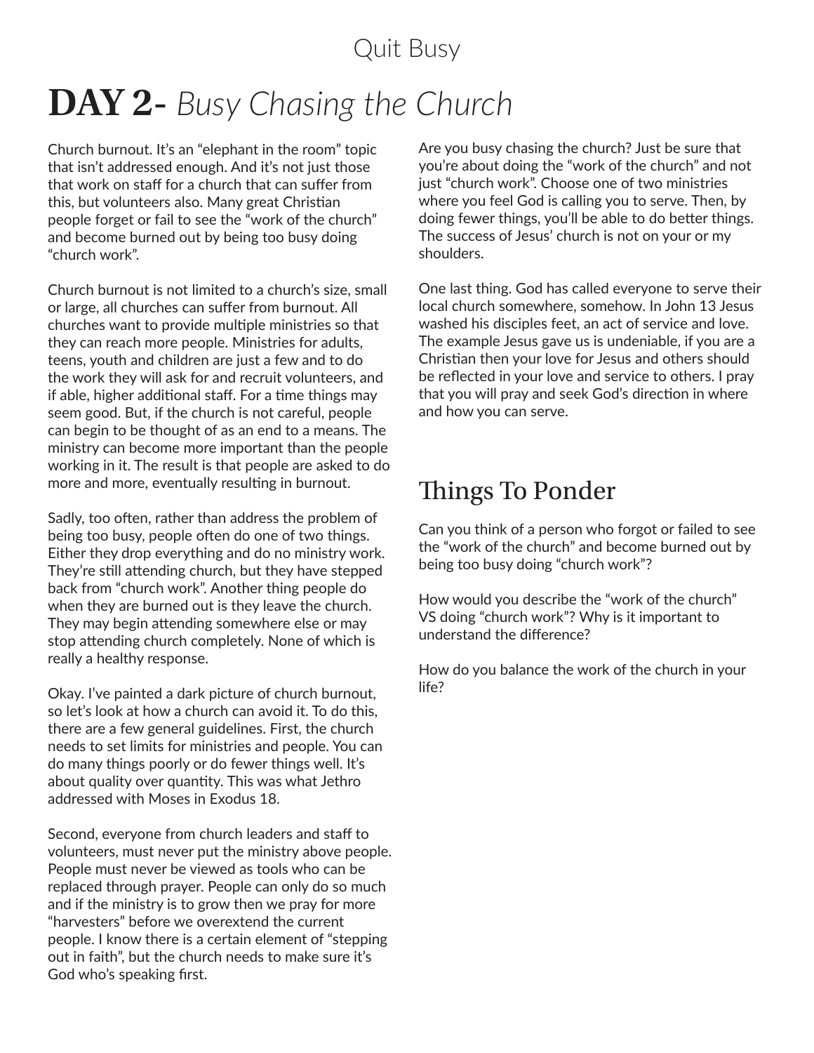# DAY 2- *Busy Chasing the Church*

Church burnout. It's an "elephant in the room" topic that isn't addressed enough. And it's not just those that work on staff for a church that can suffer from this, but volunteers also. Many great Christian people forget or fail to see the "work of the church" and become burned out by being too busy doing "church work".

Church burnout is not limited to a church's size, small or large, all churches can suffer from burnout. All churches want to provide multiple ministries so that they can reach more people. Ministries for adults, teens, youth and children are just a few and to do the work they will ask for and recruit volunteers, and if able, higher additional staff. For a time things may seem good. But, if the church is not careful, people can begin to be thought of as an end to a means. The ministry can become more important than the people working in it. The result is that people are asked to do more and more, eventually resulting in burnout.

Sadly, too often, rather than address the problem of being too busy, people often do one of two things. Either they drop everything and do no ministry work. They're still attending church, but they have stepped back from "church work". Another thing people do when they are burned out is they leave the church. They may begin attending somewhere else or may stop attending church completely. None of which is really a healthy response.

Okay. I've painted a dark picture of church burnout, so let's look at how a church can avoid it. To do this, there are a few general guidelines. First, the church needs to set limits for ministries and people. You can do many things poorly or do fewer things well. It's about quality over quantity. This was what Jethro addressed with Moses in Exodus 18.

Second, everyone from church leaders and staff to volunteers, must never put the ministry above people. People must never be viewed as tools who can be replaced through prayer. People can only do so much and if the ministry is to grow then we pray for more "harvesters" before we overextend the current people. I know there is a certain element of "stepping out in faith", but the church needs to make sure it's God who's speaking first.

Are you busy chasing the church? Just be sure that you're about doing the "work of the church" and not just "church work". Choose one of two ministries where you feel God is calling you to serve. Then, by doing fewer things, you'll be able to do better things. The success of Jesus' church is not on your or my shoulders.

One last thing. God has called everyone to serve their local church somewhere, somehow. In John 13 Jesus washed his disciples feet, an act of service and love. The example Jesus gave us is undeniable, if you are a Christian then your love for Jesus and others should be reflected in your love and service to others. I pray that you will pray and seek God's direction in where and how you can serve.

## Things To Ponder

Can you think of a person who forgot or failed to see the "work of the church" and become burned out by being too busy doing "church work"?

How would you describe the "work of the church" VS doing "church work"? Why is it important to understand the difference?

How do you balance the work of the church in your life?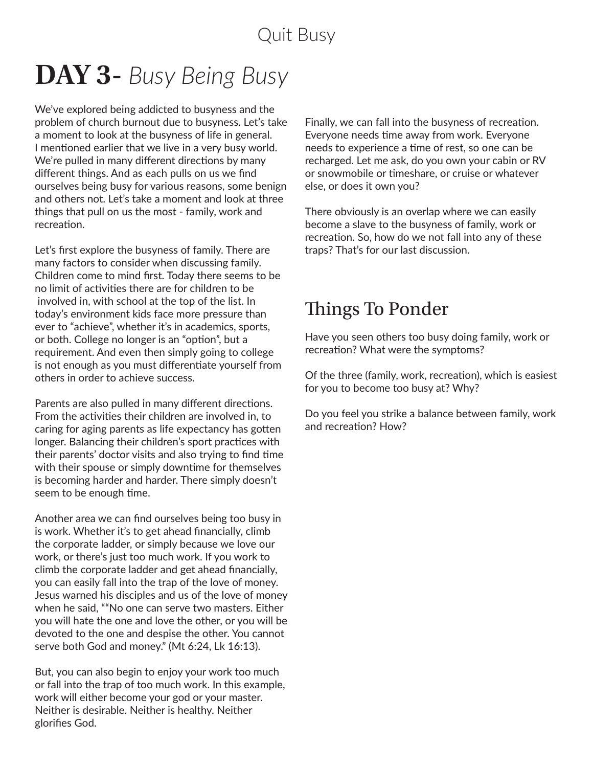# DAY 3- *Busy Being Busy*

We've explored being addicted to busyness and the problem of church burnout due to busyness. Let's take a moment to look at the busyness of life in general. I mentioned earlier that we live in a very busy world. We're pulled in many different directions by many different things. And as each pulls on us we find ourselves being busy for various reasons, some benign and others not. Let's take a moment and look at three things that pull on us the most - family, work and recreation.

Let's first explore the busyness of family. There are many factors to consider when discussing family. Children come to mind first. Today there seems to be no limit of activities there are for children to be involved in, with school at the top of the list. In today's environment kids face more pressure than ever to "achieve", whether it's in academics, sports, or both. College no longer is an "option", but a requirement. And even then simply going to college is not enough as you must differentiate yourself from others in order to achieve success.

Parents are also pulled in many different directions. From the activities their children are involved in, to caring for aging parents as life expectancy has gotten longer. Balancing their children's sport practices with their parents' doctor visits and also trying to find time with their spouse or simply downtime for themselves is becoming harder and harder. There simply doesn't seem to be enough time.

Another area we can find ourselves being too busy in is work. Whether it's to get ahead financially, climb the corporate ladder, or simply because we love our work, or there's just too much work. If you work to climb the corporate ladder and get ahead financially, you can easily fall into the trap of the love of money. Jesus warned his disciples and us of the love of money when he said, ""No one can serve two masters. Either you will hate the one and love the other, or you will be devoted to the one and despise the other. You cannot serve both God and money." (Mt 6:24, Lk 16:13).

But, you can also begin to enjoy your work too much or fall into the trap of too much work. In this example, work will either become your god or your master. Neither is desirable. Neither is healthy. Neither glorifies God.

Finally, we can fall into the busyness of recreation. Everyone needs time away from work. Everyone needs to experience a time of rest, so one can be recharged. Let me ask, do you own your cabin or RV or snowmobile or timeshare, or cruise or whatever else, or does it own you?

There obviously is an overlap where we can easily become a slave to the busyness of family, work or recreation. So, how do we not fall into any of these traps? That's for our last discussion.

## Things To Ponder

Have you seen others too busy doing family, work or recreation? What were the symptoms?

Of the three (family, work, recreation), which is easiest for you to become too busy at? Why?

Do you feel you strike a balance between family, work and recreation? How?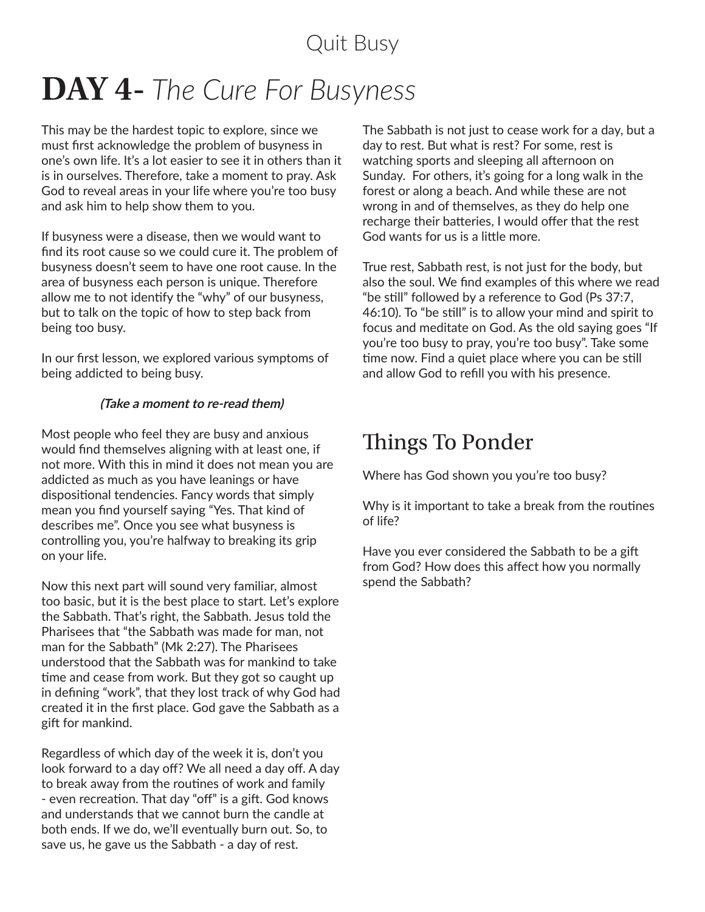# **DAY 4-** *The Cure For Busyness*

This may be the hardest topic to explore, since we must first acknowledge the problem of busyness in one's own life. It's a lot easier to see it in others than it is in ourselves. Therefore, take a moment to pray. Ask God to reveal areas in your life where you're too busy and ask him to help show them to you.

If busyness were a disease, then we would want to find its root cause so we could cure it. The problem of busyness doesn't seem to have one root cause. In the area of busyness each person is unique. Therefore allow me to not identify the "why" of our busyness, but to talk on the topic of how to step back from being too busy.

In our first lesson, we explored various symptoms of being addicted to being busy.

***(Take a moment to re-read them)***

Most people who feel they are busy and anxious would find themselves aligning with at least one, if not more. With this in mind it does not mean you are addicted as much as you have leanings or have dispositional tendencies. Fancy words that simply mean you find yourself saying "Yes. That kind of describes me". Once you see what busyness is controlling you, you're halfway to breaking its grip on your life.

Now this next part will sound very familiar, almost too basic, but it is the best place to start. Let's explore the Sabbath. That's right, the Sabbath. Jesus told the Pharisees that "the Sabbath was made for man, not man for the Sabbath" (Mk 2:27). The Pharisees understood that the Sabbath was for mankind to take time and cease from work. But they got so caught up in defining "work", that they lost track of why God had created it in the first place. God gave the Sabbath as a gift for mankind.

Regardless of which day of the week it is, don't you look forward to a day off? We all need a day off. A day to break away from the routines of work and family - even recreation. That day "off" is a gift. God knows and understands that we cannot burn the candle at both ends. If we do, we'll eventually burn out. So, to save us, he gave us the Sabbath - a day of rest.

The Sabbath is not just to cease work for a day, but a day to rest. But what is rest? For some, rest is watching sports and sleeping all afternoon on Sunday. For others, it's going for a long walk in the forest or along a beach. And while these are not wrong in and of themselves, as they do help one recharge their batteries, I would offer that the rest God wants for us is a little more.

True rest, Sabbath rest, is not just for the body, but also the soul. We find examples of this where we read "be still" followed by a reference to God (Ps 37:7, 46:10). To "be still" is to allow your mind and spirit to focus and meditate on God. As the old saying goes "If you're too busy to pray, you're too busy". Take some time now. Find a quiet place where you can be still and allow God to refill you with his presence.

## Things To Ponder

Where has God shown you you're too busy?

Why is it important to take a break from the routines of life?

Have you ever considered the Sabbath to be a gift from God? How does this affect how you normally spend the Sabbath?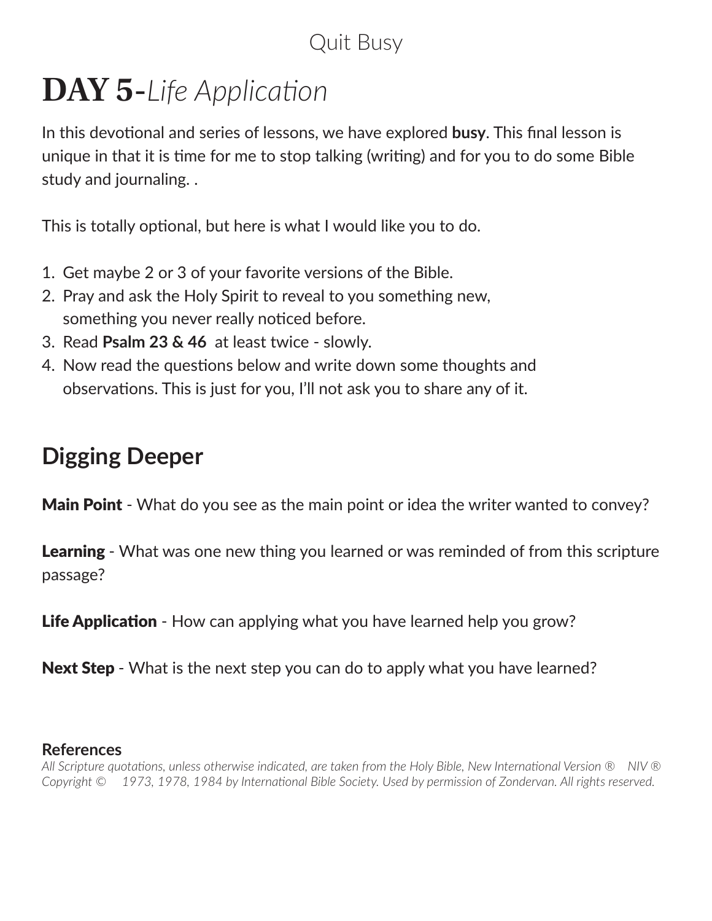# DAY 5-*Life Application*

In this devotional and series of lessons, we have explored **busy**. This final lesson is unique in that it is time for me to stop talking (writing) and for you to do some Bible study and journaling. .

This is totally optional, but here is what I would like you to do.

1. Get maybe 2 or 3 of your favorite versions of the Bible.
2. Pray and ask the Holy Spirit to reveal to you something new, something you never really noticed before.
3. Read **Psalm 23 & 46** at least twice - slowly.
4. Now read the questions below and write down some thoughts and observations. This is just for you, I'll not ask you to share any of it.

## Digging Deeper

**Main Point** - What do you see as the main point or idea the writer wanted to convey?

**Learning** - What was one new thing you learned or was reminded of from this scripture passage?

**Life Application** - How can applying what you have learned help you grow?

**Next Step** - What is the next step you can do to apply what you have learned?

**References**

*All Scripture quotations, unless otherwise indicated, are taken from the Holy Bible, New International Version ® NIV ® Copyright © 1973, 1978, 1984 by International Bible Society. Used by permission of Zondervan. All rights reserved.*